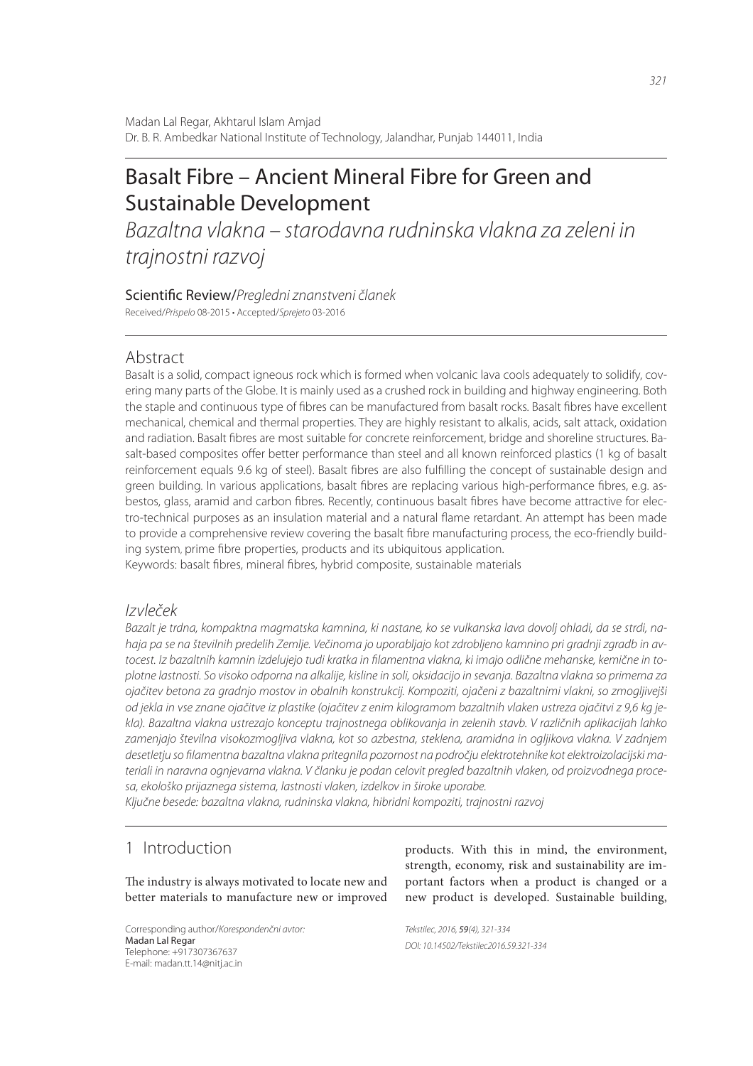Madan Lal Regar, Akhtarul Islam Amjad
Dr. B. R. Ambedkar National Institute of Technology, Jalandhar, Punjab 144011, India

# Basalt Fibre – Ancient Mineral Fibre for Green and Sustainable Development

*Bazaltna vlakna – starodavna rudninska vlakna za zeleni in trajnostni razvoj*

Scientific Review/*Pregledni znanstveni članek*

Received/*Prispelo* 08-2015 • Accepted/*Sprejeto* 03-2016

## Abstract

Basalt is a solid, compact igneous rock which is formed when volcanic lava cools adequately to solidify, covering many parts of the Globe. It is mainly used as a crushed rock in building and highway engineering. Both the staple and continuous type of fibres can be manufactured from basalt rocks. Basalt fibres have excellent mechanical, chemical and thermal properties. They are highly resistant to alkalis, acids, salt attack, oxidation and radiation. Basalt fibres are most suitable for concrete reinforcement, bridge and shoreline structures. Basalt-based composites offer better performance than steel and all known reinforced plastics (1 kg of basalt reinforcement equals 9.6 kg of steel). Basalt fibres are also fulfilling the concept of sustainable design and green building. In various applications, basalt fibres are replacing various high-performance fibres, e.g. asbestos, glass, aramid and carbon fibres. Recently, continuous basalt fibres have become attractive for electro-technical purposes as an insulation material and a natural flame retardant. An attempt has been made to provide a comprehensive review covering the basalt fibre manufacturing process, the eco-friendly building system, prime fibre properties, products and its ubiquitous application.

Keywords: basalt fibres, mineral fibres, hybrid composite, sustainable materials

## *Izvleček*

*Bazalt je trdna, kompaktna magmatska kamnina, ki nastane, ko se vulkanska lava dovolj ohladi, da se strdi, nahaja pa se na številnih predelih Zemlje. Večinoma jo uporabljajo kot zdrobljeno kamnino pri gradnji zgradb in avtocest. Iz bazaltnih kamnin izdelujejo tudi kratka in filamentna vlakna, ki imajo odlične mehanske, kemične in toplotne lastnosti. So visoko odporna na alkalije, kisline in soli, oksidacijo in sevanja. Bazaltna vlakna so primerna za ojačitev betona za gradnjo mostov in obalnih konstrukcij. Kompoziti, ojačeni z bazaltnimi vlakni, so zmogljivejši od jekla in vse znane ojačitve iz plastike (ojačitev z enim kilogramom bazaltnih vlaken ustreza ojačitvi z 9,6 kg jekla). Bazaltna vlakna ustrezajo konceptu trajnostnega oblikovanja in zelenih stavb. V različnih aplikacijah lahko zamenjajo številna visokozmogljiva vlakna, kot so azbestna, steklena, aramidna in ogljikova vlakna. V zadnjem desetletju so filamentna bazaltna vlakna pritegnila pozornost na področju elektrotehnike kot elektroizolacijski materiali in naravna ognjevarna vlakna. V članku je podan celovit pregled bazaltnih vlaken, od proizvodnega procesa, ekološko prijaznega sistema, lastnosti vlaken, izdelkov in široke uporabe.*

*Ključne besede: bazaltna vlakna, rudninska vlakna, hibridni kompoziti, trajnostni razvoj*

## 1 Introduction

The industry is always motivated to locate new and better materials to manufacture new or improved products. With this in mind, the environment, strength, economy, risk and sustainability are important factors when a product is changed or a new product is developed. Sustainable building,

Corresponding author/*Korespondenčni avtor:*
Madan Lal Regar
Telephone: +917307367637
E-mail: madan.tt.14@nitj.ac.in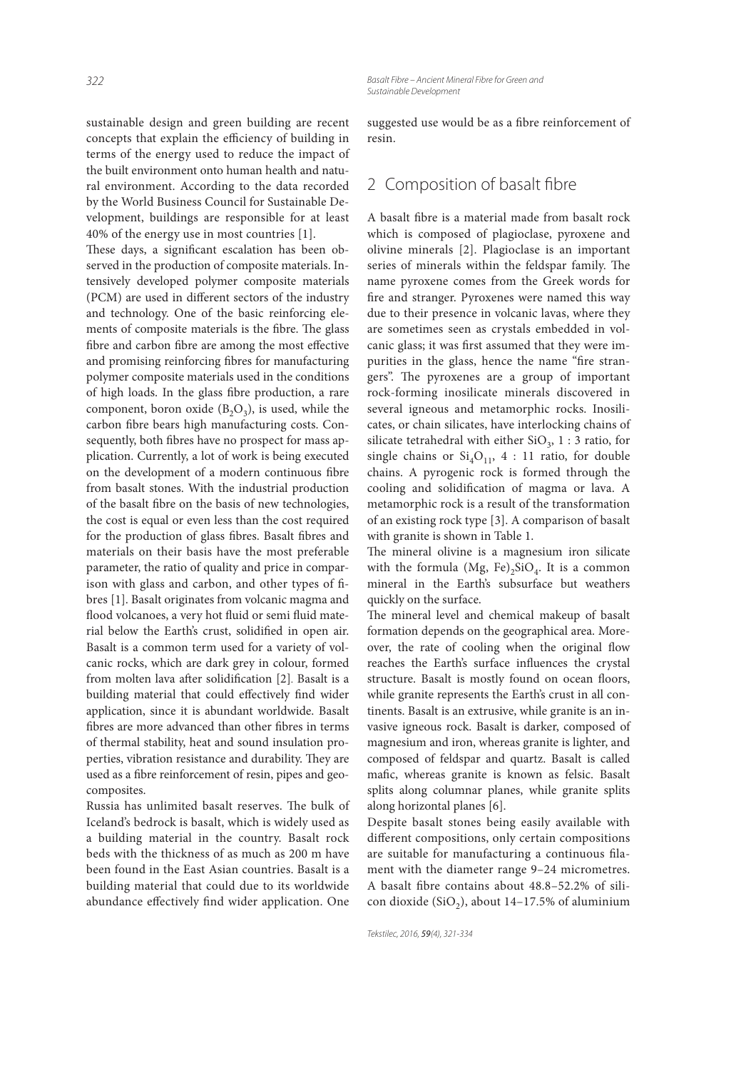sustainable design and green building are recent concepts that explain the efficiency of building in terms of the energy used to reduce the impact of the built environment onto human health and natural environment. According to the data recorded by the World Business Council for Sustainable Development, buildings are responsible for at least 40% of the energy use in most countries [1].

These days, a significant escalation has been observed in the production of composite materials. Intensively developed polymer composite materials (PCM) are used in different sectors of the industry and technology. One of the basic reinforcing elements of composite materials is the fibre. The glass fibre and carbon fibre are among the most effective and promising reinforcing fibres for manufacturing polymer composite materials used in the conditions of high loads. In the glass fibre production, a rare component, boron oxide ($B_2O_3$), is used, while the carbon fibre bears high manufacturing costs. Consequently, both fibres have no prospect for mass application. Currently, a lot of work is being executed on the development of a modern continuous fibre from basalt stones. With the industrial production of the basalt fibre on the basis of new technologies, the cost is equal or even less than the cost required for the production of glass fibres. Basalt fibres and materials on their basis have the most preferable parameter, the ratio of quality and price in comparison with glass and carbon, and other types of fibres [1]. Basalt originates from volcanic magma and flood volcanoes, a very hot fluid or semi fluid material below the Earth's crust, solidified in open air. Basalt is a common term used for a variety of volcanic rocks, which are dark grey in colour, formed from molten lava after solidification [2]. Basalt is a building material that could effectively find wider application, since it is abundant worldwide. Basalt fibres are more advanced than other fibres in terms of thermal stability, heat and sound insulation properties, vibration resistance and durability. They are used as a fibre reinforcement of resin, pipes and geocomposites.

Russia has unlimited basalt reserves. The bulk of Iceland's bedrock is basalt, which is widely used as a building material in the country. Basalt rock beds with the thickness of as much as 200 m have been found in the East Asian countries. Basalt is a building material that could due to its worldwide abundance effectively find wider application. One suggested use would be as a fibre reinforcement of resin.

## 2 Composition of basalt fibre

A basalt fibre is a material made from basalt rock which is composed of plagioclase, pyroxene and olivine minerals [2]. Plagioclase is an important series of minerals within the feldspar family. The name pyroxene comes from the Greek words for fire and stranger. Pyroxenes were named this way due to their presence in volcanic lavas, where they are sometimes seen as crystals embedded in volcanic glass; it was first assumed that they were impurities in the glass, hence the name "fire strangers". The pyroxenes are a group of important rock-forming inosilicate minerals discovered in several igneous and metamorphic rocks. Inosilicates, or chain silicates, have interlocking chains of silicate tetrahedral with either $SiO_3$, 1 : 3 ratio, for single chains or $Si_4O_{11}$, 4 : 11 ratio, for double chains. A pyrogenic rock is formed through the cooling and solidification of magma or lava. A metamorphic rock is a result of the transformation of an existing rock type [3]. A comparison of basalt with granite is shown in Table 1.

The mineral olivine is a magnesium iron silicate with the formula $(Mg, Fe)_2SiO_4$. It is a common mineral in the Earth's subsurface but weathers quickly on the surface.

The mineral level and chemical makeup of basalt formation depends on the geographical area. Moreover, the rate of cooling when the original flow reaches the Earth's surface influences the crystal structure. Basalt is mostly found on ocean floors, while granite represents the Earth's crust in all continents. Basalt is an extrusive, while granite is an invasive igneous rock. Basalt is darker, composed of magnesium and iron, whereas granite is lighter, and composed of feldspar and quartz. Basalt is called mafic, whereas granite is known as felsic. Basalt splits along columnar planes, while granite splits along horizontal planes [6].

Despite basalt stones being easily available with different compositions, only certain compositions are suitable for manufacturing a continuous filament with the diameter range 9–24 micrometres. A basalt fibre contains about 48.8–52.2% of silicon dioxide ($SiO_2$), about 14–17.5% of aluminium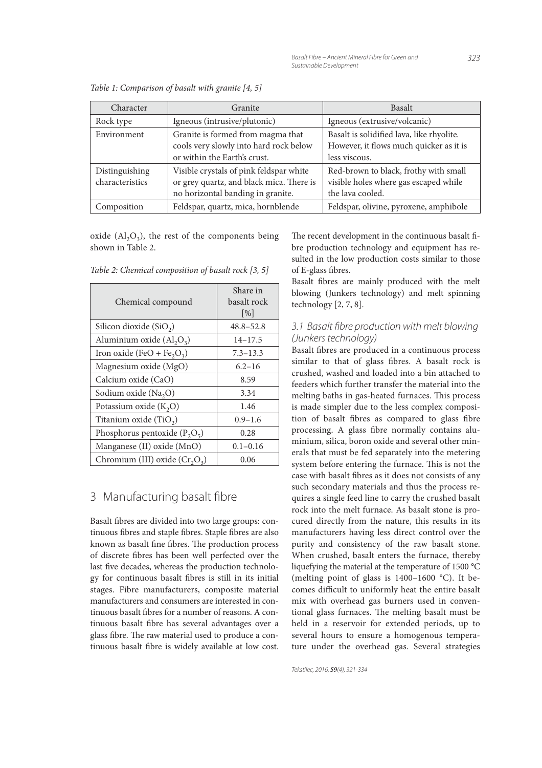*Table 1: Comparison of basalt with granite [4, 5]*

| Character | Granite | Basalt |
|---|---|---|
| Rock type | Igneous (intrusive/plutonic) | Igneous (extrusive/volcanic) |
| Environment | Granite is formed from magma that cools very slowly into hard rock below or within the Earth's crust. | Basalt is solidified lava, like rhyolite. However, it flows much quicker as it is less viscous. |
| Distinguishing characteristics | Visible crystals of pink feldspar white or grey quartz, and black mica. There is no horizontal banding in granite. | Red-brown to black, frothy with small visible holes where gas escaped while the lava cooled. |
| Composition | Feldspar, quartz, mica, hornblende | Feldspar, olivine, pyroxene, amphibole |

oxide ($Al_2O_3$), the rest of the components being shown in Table 2.

*Table 2: Chemical composition of basalt rock [3, 5]*

| Chemical compound | Share in basalt rock [%] |
|---|---|
| Silicon dioxide ($SiO_2$) | 48.8–52.8 |
| Aluminium oxide ($Al_2O_3$) | 14–17.5 |
| Iron oxide (FeO + $Fe_2O_3$) | 7.3–13.3 |
| Magnesium oxide (MgO) | 6.2–16 |
| Calcium oxide (CaO) | 8.59 |
| Sodium oxide ($Na_2O$) | 3.34 |
| Potassium oxide ($K_2O$) | 1.46 |
| Titanium oxide ($TiO_2$) | 0.9–1.6 |
| Phosphorus pentoxide ($P_2O_5$) | 0.28 |
| Manganese (II) oxide (MnO) | 0.1–0.16 |
| Chromium (III) oxide ($Cr_2O_3$) | 0.06 |

## 3 Manufacturing basalt fibre

Basalt fibres are divided into two large groups: continuous fibres and staple fibres. Staple fibres are also known as basalt fine fibres. The production process of discrete fibres has been well perfected over the last five decades, whereas the production technology for continuous basalt fibres is still in its initial stages. Fibre manufacturers, composite material manufacturers and consumers are interested in continuous basalt fibres for a number of reasons. A continuous basalt fibre has several advantages over a glass fibre. The raw material used to produce a continuous basalt fibre is widely available at low cost. The recent development in the continuous basalt fibre production technology and equipment has resulted in the low production costs similar to those of E-glass fibres.

Basalt fibres are mainly produced with the melt blowing (Junkers technology) and melt spinning technology [2, 7, 8].

### 3.1 Basalt fibre production with melt blowing (Junkers technology)

Basalt fibres are produced in a continuous process similar to that of glass fibres. A basalt rock is crushed, washed and loaded into a bin attached to feeders which further transfer the material into the melting baths in gas-heated furnaces. This process is made simpler due to the less complex composition of basalt fibres as compared to glass fibre processing. A glass fibre normally contains aluminium, silica, boron oxide and several other minerals that must be fed separately into the metering system before entering the furnace. This is not the case with basalt fibres as it does not consists of any such secondary materials and thus the process requires a single feed line to carry the crushed basalt rock into the melt furnace. As basalt stone is procured directly from the nature, this results in its manufacturers having less direct control over the purity and consistency of the raw basalt stone. When crushed, basalt enters the furnace, thereby liquefying the material at the temperature of 1500 °C (melting point of glass is 1400–1600 °C). It becomes difficult to uniformly heat the entire basalt mix with overhead gas burners used in conventional glass furnaces. The melting basalt must be held in a reservoir for extended periods, up to several hours to ensure a homogenous temperature under the overhead gas. Several strategies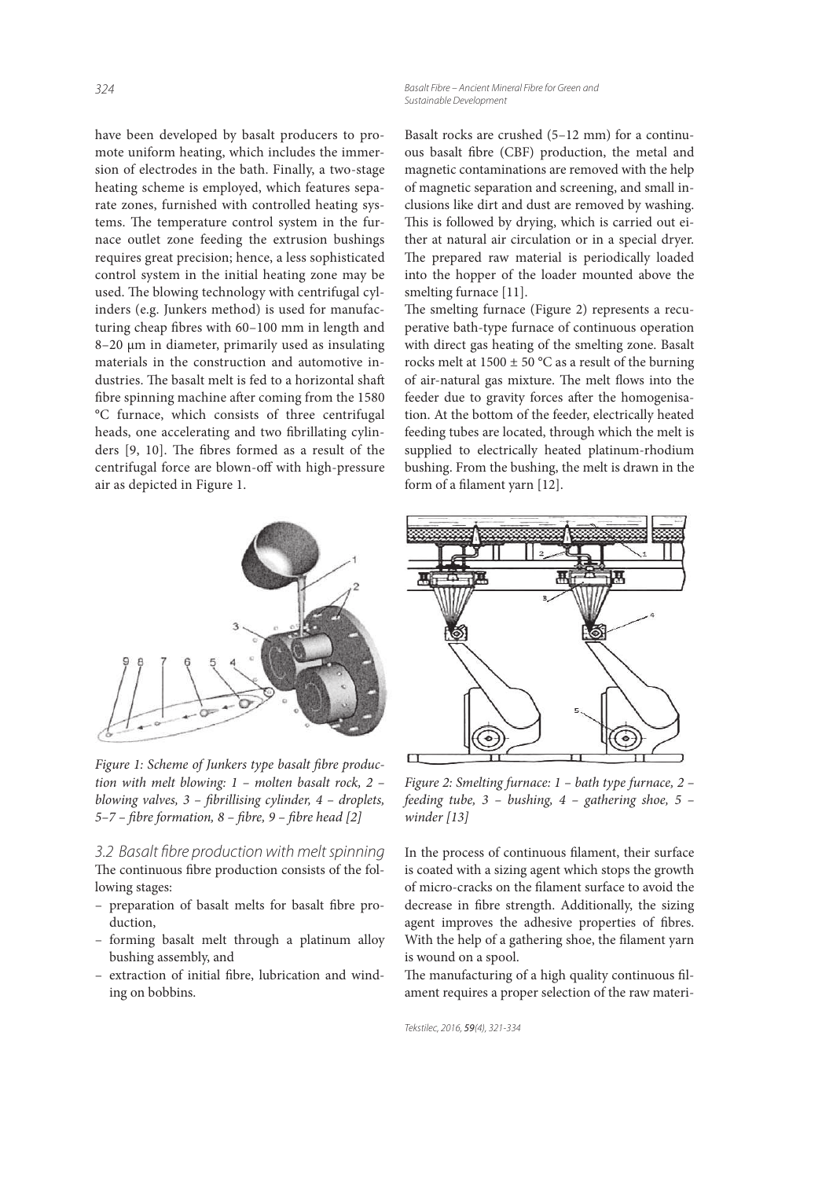have been developed by basalt producers to promote uniform heating, which includes the immersion of electrodes in the bath. Finally, a two-stage heating scheme is employed, which features separate zones, furnished with controlled heating systems. The temperature control system in the furnace outlet zone feeding the extrusion bushings requires great precision; hence, a less sophisticated control system in the initial heating zone may be used. The blowing technology with centrifugal cylinders (e.g. Junkers method) is used for manufacturing cheap fibres with 60–100 mm in length and 8–20 µm in diameter, primarily used as insulating materials in the construction and automotive industries. The basalt melt is fed to a horizontal shaft fibre spinning machine after coming from the 1580 °C furnace, which consists of three centrifugal heads, one accelerating and two fibrillating cylinders [9, 10]. The fibres formed as a result of the centrifugal force are blown-off with high-pressure air as depicted in Figure 1.

*Figure 1: Scheme of Junkers type basalt fibre production with melt blowing: 1 – molten basalt rock, 2 – blowing valves, 3 – fibrillising cylinder, 4 – droplets, 5–7 – fibre formation, 8 – fibre, 9 – fibre head [2]*

### 3.2 Basalt fibre production with melt spinning

The continuous fibre production consists of the following stages:

- preparation of basalt melts for basalt fibre production,
- forming basalt melt through a platinum alloy bushing assembly, and
- extraction of initial fibre, lubrication and winding on bobbins.

Basalt rocks are crushed (5–12 mm) for a continuous basalt fibre (CBF) production, the metal and magnetic contaminations are removed with the help of magnetic separation and screening, and small inclusions like dirt and dust are removed by washing. This is followed by drying, which is carried out either at natural air circulation or in a special dryer. The prepared raw material is periodically loaded into the hopper of the loader mounted above the smelting furnace [11].

The smelting furnace (Figure 2) represents a recuperative bath-type furnace of continuous operation with direct gas heating of the smelting zone. Basalt rocks melt at 1500 ± 50 °C as a result of the burning of air-natural gas mixture. The melt flows into the feeder due to gravity forces after the homogenisation. At the bottom of the feeder, electrically heated feeding tubes are located, through which the melt is supplied to electrically heated platinum-rhodium bushing. From the bushing, the melt is drawn in the form of a filament yarn [12].

*Figure 2: Smelting furnace: 1 – bath type furnace, 2 – feeding tube, 3 – bushing, 4 – gathering shoe, 5 – winder [13]*

In the process of continuous filament, their surface is coated with a sizing agent which stops the growth of micro-cracks on the filament surface to avoid the decrease in fibre strength. Additionally, the sizing agent improves the adhesive properties of fibres. With the help of a gathering shoe, the filament yarn is wound on a spool.

The manufacturing of a high quality continuous filament requires a proper selection of the raw materi-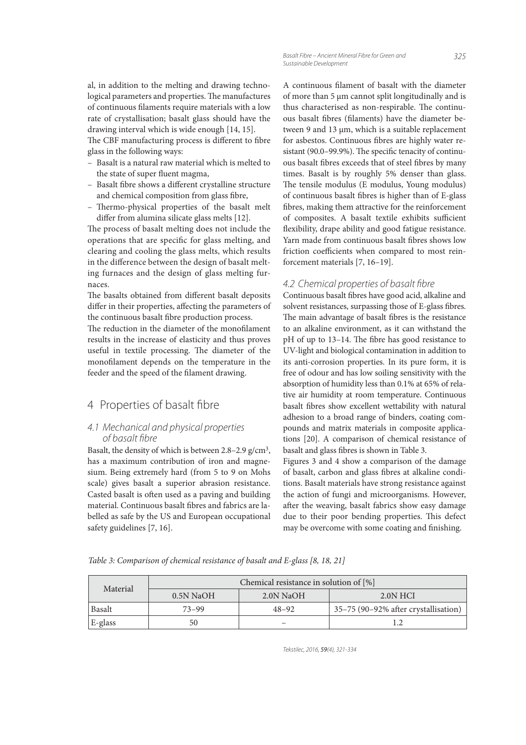al, in addition to the melting and drawing technological parameters and properties. The manufactures of continuous filaments require materials with a low rate of crystallisation; basalt glass should have the drawing interval which is wide enough [14, 15].

The CBF manufacturing process is different to fibre glass in the following ways:

- Basalt is a natural raw material which is melted to the state of super fluent magma,
- Basalt fibre shows a different crystalline structure and chemical composition from glass fibre,
- Thermo-physical properties of the basalt melt differ from alumina silicate glass melts [12].

The process of basalt melting does not include the operations that are specific for glass melting, and clearing and cooling the glass melts, which results in the difference between the design of basalt melting furnaces and the design of glass melting furnaces.

The basalts obtained from different basalt deposits differ in their properties, affecting the parameters of the continuous basalt fibre production process.

The reduction in the diameter of the monofilament results in the increase of elasticity and thus proves useful in textile processing. The diameter of the monofilament depends on the temperature in the feeder and the speed of the filament drawing.

# 4 Properties of basalt fibre

## 4.1 Mechanical and physical properties of basalt fibre

Basalt, the density of which is between 2.8–2.9 g/cm$^3$, has a maximum contribution of iron and magnesium. Being extremely hard (from 5 to 9 on Mohs scale) gives basalt a superior abrasion resistance. Casted basalt is often used as a paving and building material. Continuous basalt fibres and fabrics are labelled as safe by the US and European occupational safety guidelines [7, 16].

A continuous filament of basalt with the diameter of more than 5 µm cannot split longitudinally and is thus characterised as non-respirable. The continuous basalt fibres (filaments) have the diameter between 9 and 13 µm, which is a suitable replacement for asbestos. Continuous fibres are highly water resistant (90.0–99.9%). The specific tenacity of continuous basalt fibres exceeds that of steel fibres by many times. Basalt is by roughly 5% denser than glass. The tensile modulus (E modulus, Young modulus) of continuous basalt fibres is higher than of E-glass fibres, making them attractive for the reinforcement of composites. A basalt textile exhibits sufficient flexibility, drape ability and good fatigue resistance. Yarn made from continuous basalt fibres shows low friction coefficients when compared to most reinforcement materials [7, 16–19].

## 4.2 Chemical properties of basalt fibre

Continuous basalt fibres have good acid, alkaline and solvent resistances, surpassing those of E-glass fibres. The main advantage of basalt fibres is the resistance to an alkaline environment, as it can withstand the pH of up to 13–14. The fibre has good resistance to UV-light and biological contamination in addition to its anti-corrosion properties. In its pure form, it is free of odour and has low soiling sensitivity with the absorption of humidity less than 0.1% at 65% of relative air humidity at room temperature. Continuous basalt fibres show excellent wettability with natural adhesion to a broad range of binders, coating compounds and matrix materials in composite applications [20]. A comparison of chemical resistance of basalt and glass fibres is shown in Table 3.

Figures 3 and 4 show a comparison of the damage of basalt, carbon and glass fibres at alkaline conditions. Basalt materials have strong resistance against the action of fungi and microorganisms. However, after the weaving, basalt fabrics show easy damage due to their poor bending properties. This defect may be overcome with some coating and finishing.

*Table 3: Comparison of chemical resistance of basalt and E-glass [8, 18, 21]*

| Material | Chemical resistance in solution of [%] | | |
|---|---|---|---|
| | 0.5N NaOH | 2.0N NaOH | 2.0N HCl |
| Basalt | 73–99 | 48–92 | 35–75 (90–92% after crystallisation) |
| E-glass | 50 | – | 1.2 |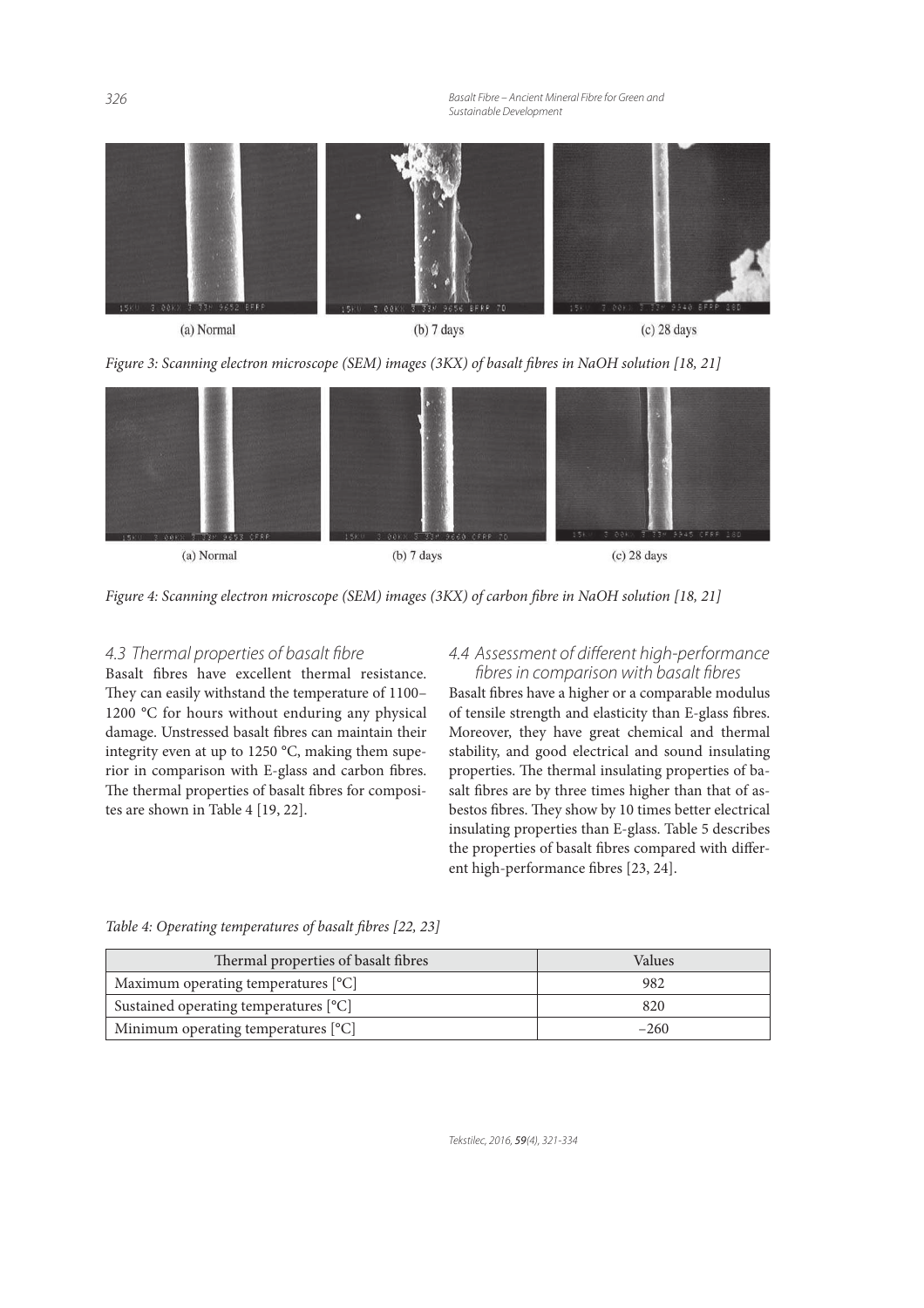(a) Normal (b) 7 days (c) 28 days

*Figure 3: Scanning electron microscope (SEM) images (3KX) of basalt fibres in NaOH solution [18, 21]*

(a) Normal (b) 7 days (c) 28 days

*Figure 4: Scanning electron microscope (SEM) images (3KX) of carbon fibre in NaOH solution [18, 21]*

### 4.3 Thermal properties of basalt fibre

Basalt fibres have excellent thermal resistance. They can easily withstand the temperature of 1100–1200 °C for hours without enduring any physical damage. Unstressed basalt fibres can maintain their integrity even at up to 1250 °C, making them superior in comparison with E-glass and carbon fibres. The thermal properties of basalt fibres for composites are shown in Table 4 [19, 22].

### 4.4 Assessment of different high-performance fibres in comparison with basalt fibres

Basalt fibres have a higher or a comparable modulus of tensile strength and elasticity than E-glass fibres. Moreover, they have great chemical and thermal stability, and good electrical and sound insulating properties. The thermal insulating properties of basalt fibres are by three times higher than that of asbestos fibres. They show by 10 times better electrical insulating properties than E-glass. Table 5 describes the properties of basalt fibres compared with different high-performance fibres [23, 24].

*Table 4: Operating temperatures of basalt fibres [22, 23]*

| Thermal properties of basalt fibres | Values |
|---|---|
| Maximum operating temperatures [°C] | 982 |
| Sustained operating temperatures [°C] | 820 |
| Minimum operating temperatures [°C] | –260 |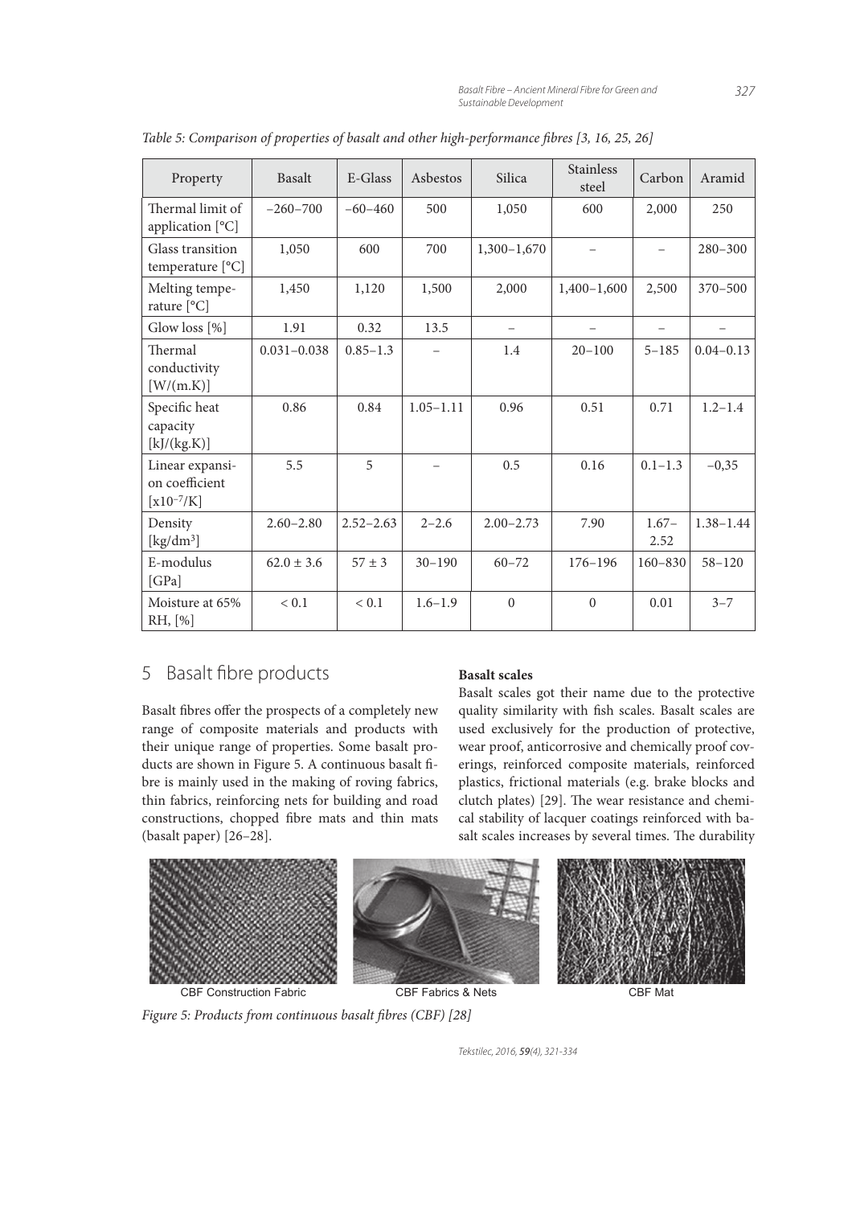*Table 5: Comparison of properties of basalt and other high-performance fibres [3, 16, 25, 26]*

| Property | Basalt | E-Glass | Asbestos | Silica | Stainless steel | Carbon | Aramid |
|---|---|---|---|---|---|---|---|
| Thermal limit of application [°C] | −260–700 | −60–460 | 500 | 1,050 | 600 | 2,000 | 250 |
| Glass transition temperature [°C] | 1,050 | 600 | 700 | 1,300–1,670 | – | – | 280–300 |
| Melting temperature [°C] | 1,450 | 1,120 | 1,500 | 2,000 | 1,400–1,600 | 2,500 | 370–500 |
| Glow loss [%] | 1.91 | 0.32 | 13.5 | – | – | – | – |
| Thermal conductivity [W/(m.K)] | 0.031–0.038 | 0.85–1.3 | – | 1.4 | 20–100 | 5–185 | 0.04–0.13 |
| Specific heat capacity [kJ/(kg.K)] | 0.86 | 0.84 | 1.05–1.11 | 0.96 | 0.51 | 0.71 | 1.2–1.4 |
| Linear expansion coefficient [$x10^{-7}$/K] | 5.5 | 5 | – | 0.5 | 0.16 | 0.1–1.3 | −0,35 |
| Density [kg/dm$^3$] | 2.60–2.80 | 2.52–2.63 | 2–2.6 | 2.00–2.73 | 7.90 | 1.67–2.52 | 1.38–1.44 |
| E-modulus [GPa] | 62.0 ± 3.6 | 57 ± 3 | 30–190 | 60–72 | 176–196 | 160–830 | 58–120 |
| Moisture at 65% RH, [%] | < 0.1 | < 0.1 | 1.6–1.9 | 0 | 0 | 0.01 | 3–7 |

## 5 Basalt fibre products

Basalt fibres offer the prospects of a completely new range of composite materials and products with their unique range of properties. Some basalt products are shown in Figure 5. A continuous basalt fibre is mainly used in the making of roving fabrics, thin fabrics, reinforcing nets for building and road constructions, chopped fibre mats and thin mats (basalt paper) [26–28].

**Basalt scales**

Basalt scales got their name due to the protective quality similarity with fish scales. Basalt scales are used exclusively for the production of protective, wear proof, anticorrosive and chemically proof coverings, reinforced composite materials, reinforced plastics, frictional materials (e.g. brake blocks and clutch plates) [29]. The wear resistance and chemical stability of lacquer coatings reinforced with basalt scales increases by several times. The durability

CBF Construction Fabric    CBF Fabrics & Nets    CBF Mat

*Figure 5: Products from continuous basalt fibres (CBF) [28]*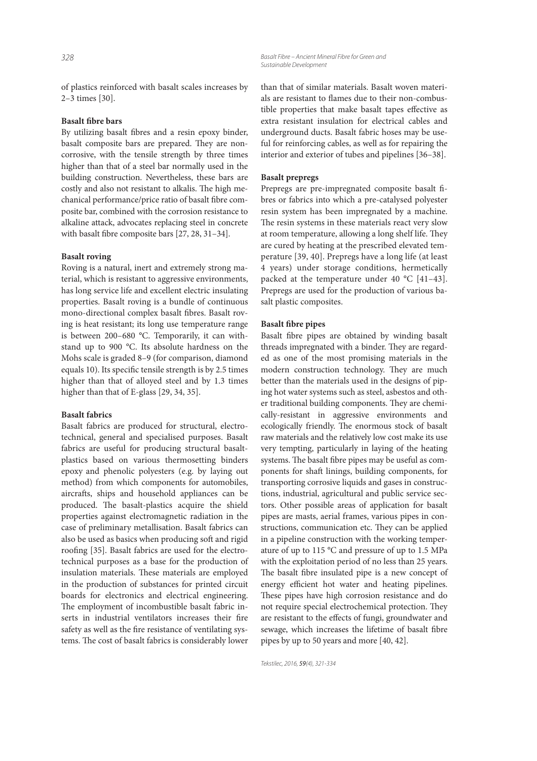of plastics reinforced with basalt scales increases by 2–3 times [30].

**Basalt fibre bars**

By utilizing basalt fibres and a resin epoxy binder, basalt composite bars are prepared. They are non-corrosive, with the tensile strength by three times higher than that of a steel bar normally used in the building construction. Nevertheless, these bars are costly and also not resistant to alkalis. The high mechanical performance/price ratio of basalt fibre composite bar, combined with the corrosion resistance to alkaline attack, advocates replacing steel in concrete with basalt fibre composite bars [27, 28, 31–34].

**Basalt roving**

Roving is a natural, inert and extremely strong material, which is resistant to aggressive environments, has long service life and excellent electric insulating properties. Basalt roving is a bundle of continuous mono-directional complex basalt fibres. Basalt roving is heat resistant; its long use temperature range is between 200–680 °C. Temporarily, it can withstand up to 900 °C. Its absolute hardness on the Mohs scale is graded 8–9 (for comparison, diamond equals 10). Its specific tensile strength is by 2.5 times higher than that of alloyed steel and by 1.3 times higher than that of E-glass [29, 34, 35].

**Basalt fabrics**

Basalt fabrics are produced for structural, electrotechnical, general and specialised purposes. Basalt fabrics are useful for producing structural basalt-plastics based on various thermosetting binders epoxy and phenolic polyesters (e.g. by laying out method) from which components for automobiles, aircrafts, ships and household appliances can be produced. The basalt-plastics acquire the shield properties against electromagnetic radiation in the case of preliminary metallisation. Basalt fabrics can also be used as basics when producing soft and rigid roofing [35]. Basalt fabrics are used for the electrotechnical purposes as a base for the production of insulation materials. These materials are employed in the production of substances for printed circuit boards for electronics and electrical engineering. The employment of incombustible basalt fabric inserts in industrial ventilators increases their fire safety as well as the fire resistance of ventilating systems. The cost of basalt fabrics is considerably lower than that of similar materials. Basalt woven materials are resistant to flames due to their non-combustible properties that make basalt tapes effective as extra resistant insulation for electrical cables and underground ducts. Basalt fabric hoses may be useful for reinforcing cables, as well as for repairing the interior and exterior of tubes and pipelines [36–38].

**Basalt prepregs**

Prepregs are pre-impregnated composite basalt fibres or fabrics into which a pre-catalysed polyester resin system has been impregnated by a machine. The resin systems in these materials react very slow at room temperature, allowing a long shelf life. They are cured by heating at the prescribed elevated temperature [39, 40]. Prepregs have a long life (at least 4 years) under storage conditions, hermetically packed at the temperature under 40 °C [41–43]. Prepregs are used for the production of various basalt plastic composites.

**Basalt fibre pipes**

Basalt fibre pipes are obtained by winding basalt threads impregnated with a binder. They are regarded as one of the most promising materials in the modern construction technology. They are much better than the materials used in the designs of piping hot water systems such as steel, asbestos and other traditional building components. They are chemically-resistant in aggressive environments and ecologically friendly. The enormous stock of basalt raw materials and the relatively low cost make its use very tempting, particularly in laying of the heating systems. The basalt fibre pipes may be useful as components for shaft linings, building components, for transporting corrosive liquids and gases in constructions, industrial, agricultural and public service sectors. Other possible areas of application for basalt pipes are masts, aerial frames, various pipes in constructions, communication etc. They can be applied in a pipeline construction with the working temperature of up to 115 °C and pressure of up to 1.5 MPa with the exploitation period of no less than 25 years. The basalt fibre insulated pipe is a new concept of energy efficient hot water and heating pipelines. These pipes have high corrosion resistance and do not require special electrochemical protection. They are resistant to the effects of fungi, groundwater and sewage, which increases the lifetime of basalt fibre pipes by up to 50 years and more [40, 42].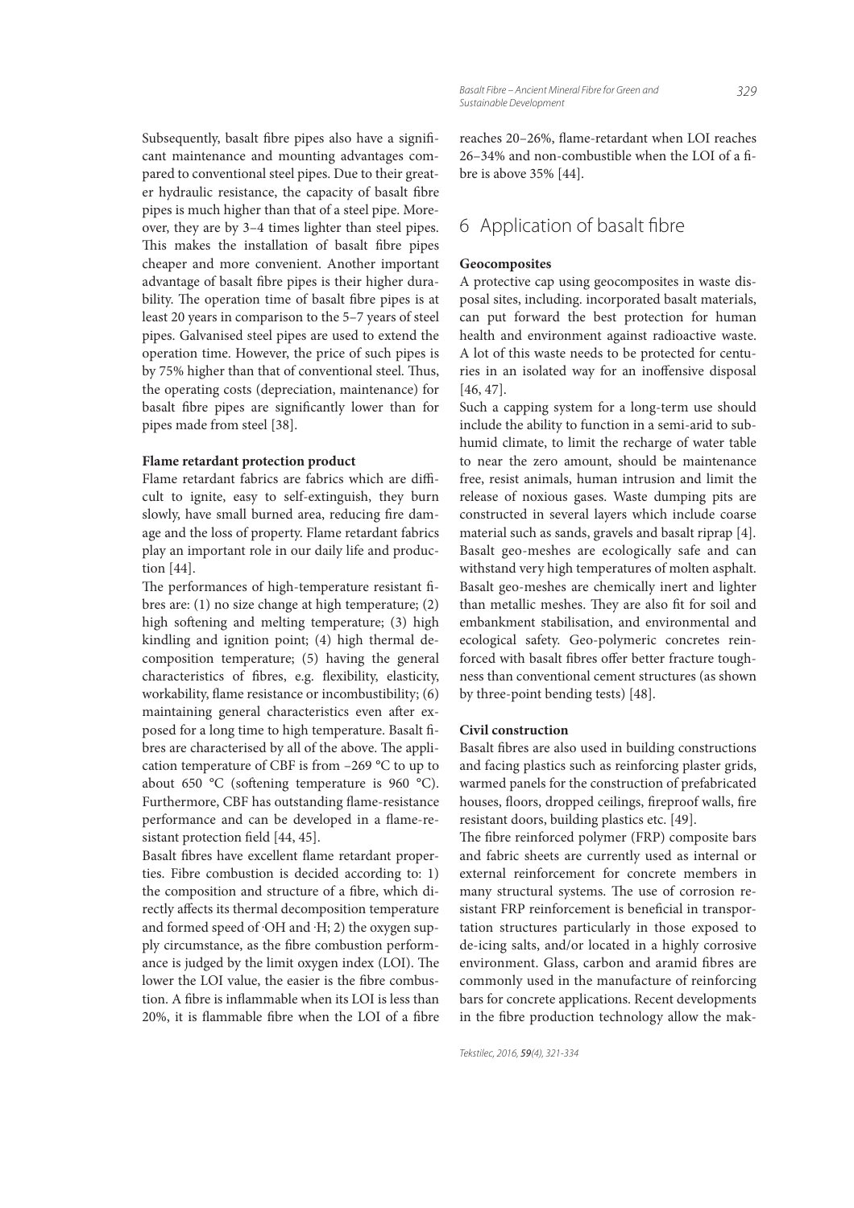Subsequently, basalt fibre pipes also have a significant maintenance and mounting advantages compared to conventional steel pipes. Due to their greater hydraulic resistance, the capacity of basalt fibre pipes is much higher than that of a steel pipe. Moreover, they are by 3–4 times lighter than steel pipes. This makes the installation of basalt fibre pipes cheaper and more convenient. Another important advantage of basalt fibre pipes is their higher durability. The operation time of basalt fibre pipes is at least 20 years in comparison to the 5–7 years of steel pipes. Galvanised steel pipes are used to extend the operation time. However, the price of such pipes is by 75% higher than that of conventional steel. Thus, the operating costs (depreciation, maintenance) for basalt fibre pipes are significantly lower than for pipes made from steel [38].

**Flame retardant protection product**

Flame retardant fabrics are fabrics which are difficult to ignite, easy to self-extinguish, they burn slowly, have small burned area, reducing fire damage and the loss of property. Flame retardant fabrics play an important role in our daily life and production [44].

The performances of high-temperature resistant fibres are: (1) no size change at high temperature; (2) high softening and melting temperature; (3) high kindling and ignition point; (4) high thermal decomposition temperature; (5) having the general characteristics of fibres, e.g. flexibility, elasticity, workability, flame resistance or incombustibility; (6) maintaining general characteristics even after exposed for a long time to high temperature. Basalt fibres are characterised by all of the above. The application temperature of CBF is from –269 °C to up to about 650 °C (softening temperature is 960 °C). Furthermore, CBF has outstanding flame-resistance performance and can be developed in a flame-resistant protection field [44, 45].

Basalt fibres have excellent flame retardant properties. Fibre combustion is decided according to: 1) the composition and structure of a fibre, which directly affects its thermal decomposition temperature and formed speed of ·OH and ·H; 2) the oxygen supply circumstance, as the fibre combustion performance is judged by the limit oxygen index (LOI). The lower the LOI value, the easier is the fibre combustion. A fibre is inflammable when its LOI is less than 20%, it is flammable fibre when the LOI of a fibre reaches 20–26%, flame-retardant when LOI reaches 26–34% and non-combustible when the LOI of a fibre is above 35% [44].

## 6 Application of basalt fibre

**Geocomposites**

A protective cap using geocomposites in waste disposal sites, including. incorporated basalt materials, can put forward the best protection for human health and environment against radioactive waste. A lot of this waste needs to be protected for centuries in an isolated way for an inoffensive disposal [46, 47].

Such a capping system for a long-term use should include the ability to function in a semi-arid to subhumid climate, to limit the recharge of water table to near the zero amount, should be maintenance free, resist animals, human intrusion and limit the release of noxious gases. Waste dumping pits are constructed in several layers which include coarse material such as sands, gravels and basalt riprap [4]. Basalt geo-meshes are ecologically safe and can withstand very high temperatures of molten asphalt. Basalt geo-meshes are chemically inert and lighter than metallic meshes. They are also fit for soil and embankment stabilisation, and environmental and ecological safety. Geo-polymeric concretes reinforced with basalt fibres offer better fracture toughness than conventional cement structures (as shown by three-point bending tests) [48].

**Civil construction**

Basalt fibres are also used in building constructions and facing plastics such as reinforcing plaster grids, warmed panels for the construction of prefabricated houses, floors, dropped ceilings, fireproof walls, fire resistant doors, building plastics etc. [49].

The fibre reinforced polymer (FRP) composite bars and fabric sheets are currently used as internal or external reinforcement for concrete members in many structural systems. The use of corrosion resistant FRP reinforcement is beneficial in transportation structures particularly in those exposed to de-icing salts, and/or located in a highly corrosive environment. Glass, carbon and aramid fibres are commonly used in the manufacture of reinforcing bars for concrete applications. Recent developments in the fibre production technology allow the mak-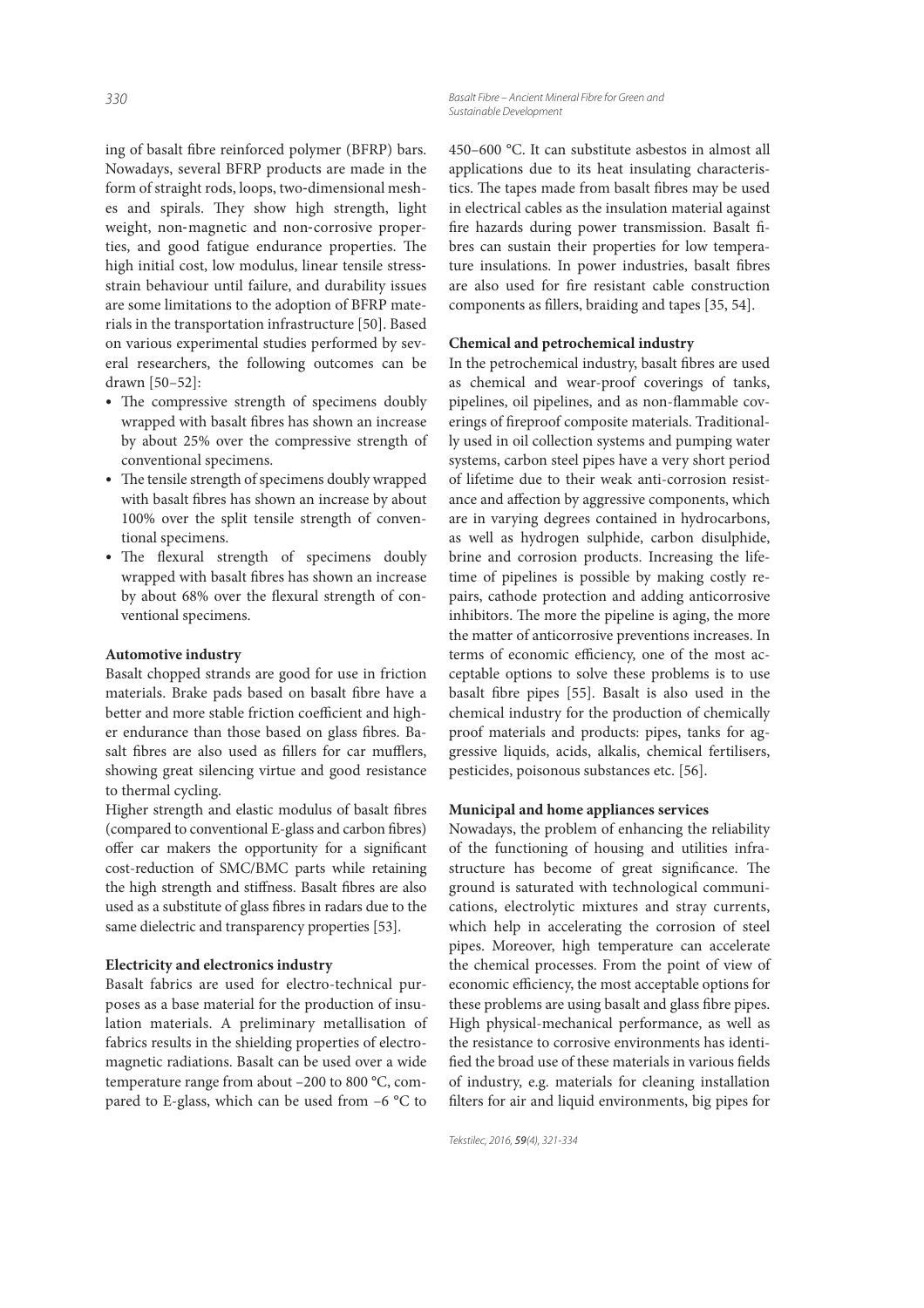ing of basalt fibre reinforced polymer (BFRP) bars. Nowadays, several BFRP products are made in the form of straight rods, loops, two-dimensional meshes and spirals. They show high strength, light weight, non-magnetic and non-corrosive properties, and good fatigue endurance properties. The high initial cost, low modulus, linear tensile stress-strain behaviour until failure, and durability issues are some limitations to the adoption of BFRP materials in the transportation infrastructure [50]. Based on various experimental studies performed by several researchers, the following outcomes can be drawn [50–52]:

- The compressive strength of specimens doubly wrapped with basalt fibres has shown an increase by about 25% over the compressive strength of conventional specimens.
- The tensile strength of specimens doubly wrapped with basalt fibres has shown an increase by about 100% over the split tensile strength of conventional specimens.
- The flexural strength of specimens doubly wrapped with basalt fibres has shown an increase by about 68% over the flexural strength of conventional specimens.

**Automotive industry**

Basalt chopped strands are good for use in friction materials. Brake pads based on basalt fibre have a better and more stable friction coefficient and higher endurance than those based on glass fibres. Basalt fibres are also used as fillers for car mufflers, showing great silencing virtue and good resistance to thermal cycling.

Higher strength and elastic modulus of basalt fibres (compared to conventional E-glass and carbon fibres) offer car makers the opportunity for a significant cost-reduction of SMC/BMC parts while retaining the high strength and stiffness. Basalt fibres are also used as a substitute of glass fibres in radars due to the same dielectric and transparency properties [53].

**Electricity and electronics industry**

Basalt fabrics are used for electro-technical purposes as a base material for the production of insulation materials. A preliminary metallisation of fabrics results in the shielding properties of electromagnetic radiations. Basalt can be used over a wide temperature range from about –200 to 800 °C, compared to E-glass, which can be used from –6 °C to 450–600 °C. It can substitute asbestos in almost all applications due to its heat insulating characteristics. The tapes made from basalt fibres may be used in electrical cables as the insulation material against fire hazards during power transmission. Basalt fibres can sustain their properties for low temperature insulations. In power industries, basalt fibres are also used for fire resistant cable construction components as fillers, braiding and tapes [35, 54].

**Chemical and petrochemical industry**

In the petrochemical industry, basalt fibres are used as chemical and wear-proof coverings of tanks, pipelines, oil pipelines, and as non-flammable coverings of fireproof composite materials. Traditionally used in oil collection systems and pumping water systems, carbon steel pipes have a very short period of lifetime due to their weak anti-corrosion resistance and affection by aggressive components, which are in varying degrees contained in hydrocarbons, as well as hydrogen sulphide, carbon disulphide, brine and corrosion products. Increasing the lifetime of pipelines is possible by making costly repairs, cathode protection and adding anticorrosive inhibitors. The more the pipeline is aging, the more the matter of anticorrosive preventions increases. In terms of economic efficiency, one of the most acceptable options to solve these problems is to use basalt fibre pipes [55]. Basalt is also used in the chemical industry for the production of chemically proof materials and products: pipes, tanks for aggressive liquids, acids, alkalis, chemical fertilisers, pesticides, poisonous substances etc. [56].

**Municipal and home appliances services**

Nowadays, the problem of enhancing the reliability of the functioning of housing and utilities infrastructure has become of great significance. The ground is saturated with technological communications, electrolytic mixtures and stray currents, which help in accelerating the corrosion of steel pipes. Moreover, high temperature can accelerate the chemical processes. From the point of view of economic efficiency, the most acceptable options for these problems are using basalt and glass fibre pipes. High physical-mechanical performance, as well as the resistance to corrosive environments has identified the broad use of these materials in various fields of industry, e.g. materials for cleaning installation filters for air and liquid environments, big pipes for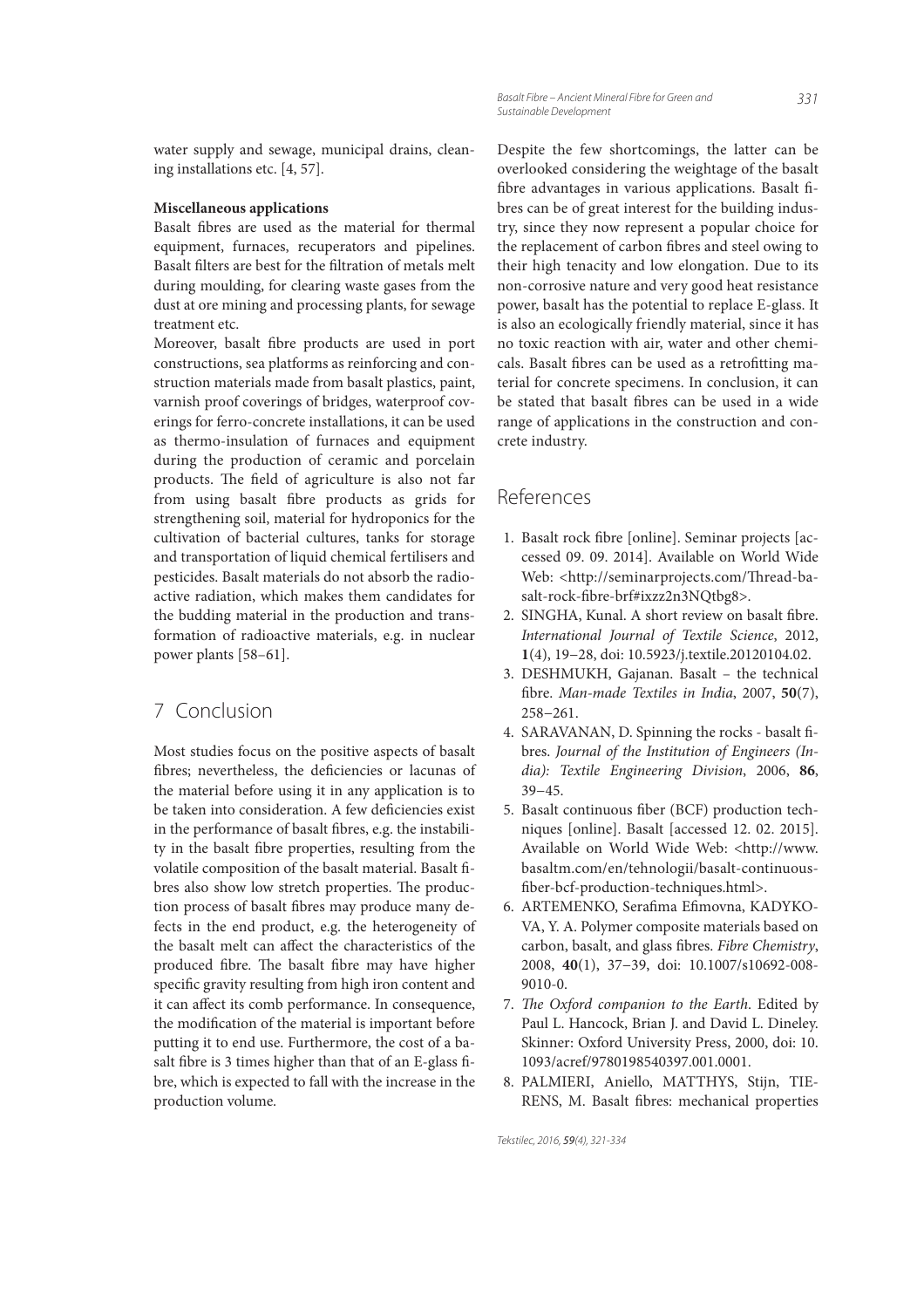water supply and sewage, municipal drains, cleaning installations etc. [4, 57].

**Miscellaneous applications**

Basalt fibres are used as the material for thermal equipment, furnaces, recuperators and pipelines. Basalt filters are best for the filtration of metals melt during moulding, for clearing waste gases from the dust at ore mining and processing plants, for sewage treatment etc.

Moreover, basalt fibre products are used in port constructions, sea platforms as reinforcing and construction materials made from basalt plastics, paint, varnish proof coverings of bridges, waterproof coverings for ferro-concrete installations, it can be used as thermo-insulation of furnaces and equipment during the production of ceramic and porcelain products. The field of agriculture is also not far from using basalt fibre products as grids for strengthening soil, material for hydroponics for the cultivation of bacterial cultures, tanks for storage and transportation of liquid chemical fertilisers and pesticides. Basalt materials do not absorb the radioactive radiation, which makes them candidates for the budding material in the production and transformation of radioactive materials, e.g. in nuclear power plants [58–61].

## 7 Conclusion

Most studies focus on the positive aspects of basalt fibres; nevertheless, the deficiencies or lacunas of the material before using it in any application is to be taken into consideration. A few deficiencies exist in the performance of basalt fibres, e.g. the instability in the basalt fibre properties, resulting from the volatile composition of the basalt material. Basalt fibres also show low stretch properties. The production process of basalt fibres may produce many defects in the end product, e.g. the heterogeneity of the basalt melt can affect the characteristics of the produced fibre. The basalt fibre may have higher specific gravity resulting from high iron content and it can affect its comb performance. In consequence, the modification of the material is important before putting it to end use. Furthermore, the cost of a basalt fibre is 3 times higher than that of an E-glass fibre, which is expected to fall with the increase in the production volume.

Despite the few shortcomings, the latter can be overlooked considering the weightage of the basalt fibre advantages in various applications. Basalt fibres can be of great interest for the building industry, since they now represent a popular choice for the replacement of carbon fibres and steel owing to their high tenacity and low elongation. Due to its non-corrosive nature and very good heat resistance power, basalt has the potential to replace E-glass. It is also an ecologically friendly material, since it has no toxic reaction with air, water and other chemicals. Basalt fibres can be used as a retrofitting material for concrete specimens. In conclusion, it can be stated that basalt fibres can be used in a wide range of applications in the construction and concrete industry.

## References

1. Basalt rock fibre [online]. Seminar projects [accessed 09. 09. 2014]. Available on World Wide Web: <http://seminarprojects.com/Thread-basalt-rock-fibre-brf#ixzz2n3NQtbg8>.
2. SINGHA, Kunal. A short review on basalt fibre. *International Journal of Textile Science*, 2012, **1**(4), 19−28, doi: 10.5923/j.textile.20120104.02.
3. DESHMUKH, Gajanan. Basalt – the technical fibre. *Man-made Textiles in India*, 2007, **50**(7), 258−261.
4. SARAVANAN, D. Spinning the rocks - basalt fibres. *Journal of the Institution of Engineers (India): Textile Engineering Division*, 2006, **86**, 39−45.
5. Basalt continuous fiber (BCF) production techniques [online]. Basalt [accessed 12. 02. 2015]. Available on World Wide Web: <http://www.basaltm.com/en/tehnologii/basalt-continuous-fiber-bcf-production-techniques.html>.
6. ARTEMENKO, Serafima Efimovna, KADYKOVA, Y. A. Polymer composite materials based on carbon, basalt, and glass fibres. *Fibre Chemistry*, 2008, **40**(1), 37−39, doi: 10.1007/s10692-008-9010-0.
7. *The Oxford companion to the Earth*. Edited by Paul L. Hancock, Brian J. and David L. Dineley. Skinner: Oxford University Press, 2000, doi: 10.1093/acref/9780198540397.001.0001.
8. PALMIERI, Aniello, MATTHYS, Stijn, TIERENS, M. Basalt fibres: mechanical properties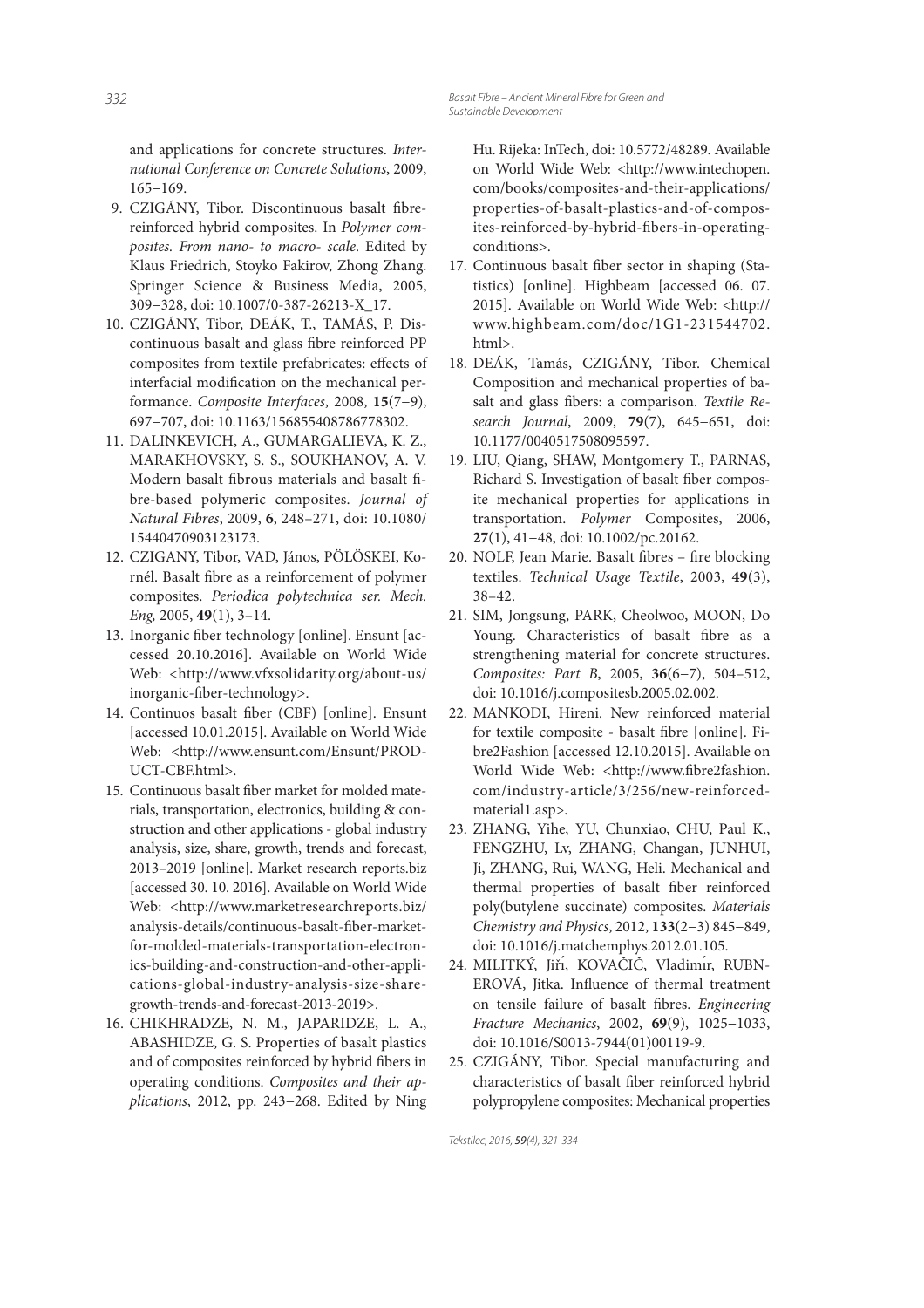and applications for concrete structures. *International Conference on Concrete Solutions*, 2009, 165−169.

9. CZIGÁNY, Tibor. Discontinuous basalt fibre-reinforced hybrid composites. In *Polymer composites. From nano- to macro- scale*. Edited by Klaus Friedrich, Stoyko Fakirov, Zhong Zhang. Springer Science & Business Media, 2005, 309−328, doi: 10.1007/0-387-26213-X_17.
10. CZIGÁNY, Tibor, DEÁK, T., TAMÁS, P. Discontinuous basalt and glass fibre reinforced PP composites from textile prefabricates: effects of interfacial modification on the mechanical performance. *Composite Interfaces*, 2008, **15**(7−9), 697−707, doi: 10.1163/156855408786778302.
11. DALINKEVICH, A., GUMARGALIEVA, K. Z., MARAKHOVSKY, S. S., SOUKHANOV, A. V. Modern basalt fibrous materials and basalt fibre-based polymeric composites. *Journal of Natural Fibres*, 2009, **6**, 248−271, doi: 10.1080/15440470903123173.
12. CZIGANY, Tibor, VAD, János, PÖLÖSKEI, Kornél. Basalt fibre as a reinforcement of polymer composites. *Periodica polytechnica ser. Mech. Eng*, 2005, **49**(1), 3−14.
13. Inorganic fiber technology [online]. Ensunt [accessed 20.10.2016]. Available on World Wide Web: <http://www.vfxsolidarity.org/about-us/inorganic-fiber-technology>.
14. Continuos basalt fiber (CBF) [online]. Ensunt [accessed 10.01.2015]. Available on World Wide Web: <http://www.ensunt.com/Ensunt/PRODUCT-CBF.html>.
15. Continuous basalt fiber market for molded materials, transportation, electronics, building & construction and other applications - global industry analysis, size, share, growth, trends and forecast, 2013−2019 [online]. Market research reports.biz [accessed 30. 10. 2016]. Available on World Wide Web: <http://www.marketresearchreports.biz/analysis-details/continuous-basalt-fiber-market-for-molded-materials-transportation-electronics-building-and-construction-and-other-applications-global-industry-analysis-size-share-growth-trends-and-forecast-2013-2019>.
16. CHIKHRADZE, N. M., JAPARIDZE, L. A., ABASHIDZE, G. S. Properties of basalt plastics and of composites reinforced by hybrid fibers in operating conditions. *Composites and their applications*, 2012, pp. 243−268. Edited by Ning Hu. Rijeka: InTech, doi: 10.5772/48289. Available on World Wide Web: <http://www.intechopen.com/books/composites-and-their-applications/properties-of-basalt-plastics-and-of-composites-reinforced-by-hybrid-fibers-in-operating-conditions>.
17. Continuous basalt fiber sector in shaping (Statistics) [online]. Highbeam [accessed 06. 07. 2015]. Available on World Wide Web: <http://www.highbeam.com/doc/1G1-231544702.html>.
18. DEÁK, Tamás, CZIGÁNY, Tibor. Chemical Composition and mechanical properties of basalt and glass fibers: a comparison. *Textile Research Journal*, 2009, **79**(7), 645−651, doi: 10.1177/0040517508095597.
19. LIU, Qiang, SHAW, Montgomery T., PARNAS, Richard S. Investigation of basalt fiber composite mechanical properties for applications in transportation. *Polymer* Composites, 2006, **27**(1), 41−48, doi: 10.1002/pc.20162.
20. NOLF, Jean Marie. Basalt fibres – fire blocking textiles. *Technical Usage Textile*, 2003, **49**(3), 38−42.
21. SIM, Jongsung, PARK, Cheolwoo, MOON, Do Young. Characteristics of basalt fibre as a strengthening material for concrete structures. *Composites: Part B*, 2005, **36**(6−7), 504−512, doi: 10.1016/j.compositesb.2005.02.002.
22. MANKODI, Hireni. New reinforced material for textile composite - basalt fibre [online]. Fibre2Fashion [accessed 12.10.2015]. Available on World Wide Web: <http://www.fibre2fashion.com/industry-article/3/256/new-reinforced-material1.asp>.
23. ZHANG, Yihe, YU, Chunxiao, CHU, Paul K., FENGZHU, Lv, ZHANG, Changan, JUNHUI, Ji, ZHANG, Rui, WANG, Heli. Mechanical and thermal properties of basalt fiber reinforced poly(butylene succinate) composites. *Materials Chemistry and Physics*, 2012, **133**(2−3) 845−849, doi: 10.1016/j.matchemphys.2012.01.105.
24. MILITKÝ, Jiří, KOVAČIČ, Vladimír, RUBNEROVÁ, Jitka. Influence of thermal treatment on tensile failure of basalt fibres. *Engineering Fracture Mechanics*, 2002, **69**(9), 1025−1033, doi: 10.1016/S0013-7944(01)00119-9.
25. CZIGÁNY, Tibor. Special manufacturing and characteristics of basalt fiber reinforced hybrid polypropylene composites: Mechanical properties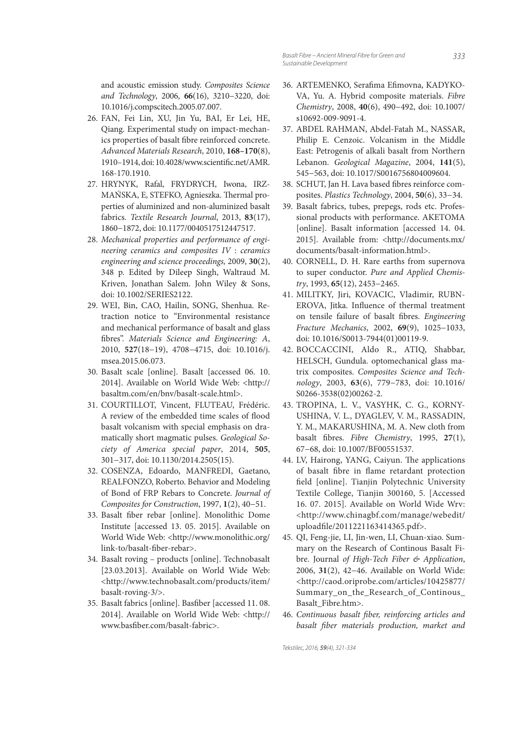and acoustic emission study. *Composites Science and Technology*, 2006, **66**(16), 3210–3220, doi: 10.1016/j.compscitech.2005.07.007.

26. FAN, Fei Lin, XU, Jin Yu, BAI, Er Lei, HE, Qiang. Experimental study on impact-mechanics properties of basalt fibre reinforced concrete. *Advanced Materials Research*, 2010, **168–170**(8), 1910–1914, doi: 10.4028/www.scientific.net/AMR.168-170.1910.
27. HRYNYK, Rafal, FRYDRYCH, Iwona, IRZMAŃSKA, E, STEFKO, Agnieszka. Thermal properties of aluminized and non-aluminized basalt fabrics. *Textile Research Journal*, 2013, **83**(17), 1860–1872, doi: 10.1177/0040517512447517.
28. *Mechanical properties and performance of engineering ceramics and composites IV : ceramics engineering and science proceedings,* 2009, **30**(2), 348 p. Edited by Dileep Singh, Waltraud M. Kriven, Jonathan Salem. John Wiley & Sons, doi: 10.1002/SERIES2122.
29. WEI, Bin, CAO, Hailin, SONG, Shenhua. Retraction notice to "Environmental resistance and mechanical performance of basalt and glass fibres". *Materials Science and Engineering: A*, 2010, **527**(18–19), 4708–4715, doi: 10.1016/j.msea.2015.06.073.
30. Basalt scale [online]. Basalt [accessed 06. 10. 2014]. Available on World Wide Web: <http://basaltm.com/en/bnv/basalt-scale.html>.
31. COURTILLOT, Vincent, FLUTEAU, Frédéric. A review of the embedded time scales of flood basalt volcanism with special emphasis on dramatically short magmatic pulses. *Geological Society of America special paper*, 2014, **505**, 301–317, doi: 10.1130/2014.2505(15).
32. COSENZA, Edoardo, MANFREDI, Gaetano, REALFONZO, Roberto. Behavior and Modeling of Bond of FRP Rebars to Concrete. *Journal of Composites for Construction*, 1997, **1**(2), 40–51.
33. Basalt fiber rebar [online]. Monolithic Dome Institute [accessed 13. 05. 2015]. Available on World Wide Web: <http://www.monolithic.org/link-to/basalt-fiber-rebar>.
34. Basalt roving – products [online]. Technobasalt [23.03.2013]. Available on World Wide Web: <http://www.technobasalt.com/products/item/basalt-roving-3/>.
35. Basalt fabrics [online]. Basfiber [accessed 11. 08. 2014]. Available on World Wide Web: <http://www.basfiber.com/basalt-fabric>.
36. ARTEMENKO, Serafima Efimovna, KADYKOVA, Yu. A. Hybrid composite materials. *Fibre Chemistry*, 2008, **40**(6), 490–492, doi: 10.1007/s10692-009-9091-4.
37. ABDEL RAHMAN, Abdel-Fatah M., NASSAR, Philip E. Cenzoic. Volcanism in the Middle East: Petrogenis of alkali basalt from Northern Lebanon. *Geological Magazine*, 2004, **141**(5), 545–563, doi: 10.1017/S0016756804009604.
38. SCHUT, Jan H. Lava based fibres reinforce composites. *Plastics Technology*, 2004, **50**(6), 33–34.
39. Basalt fabrics, tubes, prepegs, rods etc. Professional products with performance. AKETOMA [online]. Basalt information [accessed 14. 04. 2015]. Available from: <http://documents.mx/documents/basalt-information.html>.
40. CORNELL, D. H. Rare earths from supernova to super conductor. *Pure and Applied Chemistry*, 1993, **65**(12), 2453–2465.
41. MILITKY, Jiri, KOVACIC, Vladimir, RUBNEROVA, Jitka. Influence of thermal treatment on tensile failure of basalt fibres. *Engineering Fracture Mechanics*, 2002, **69**(9), 1025–1033, doi: 10.1016/S0013-7944(01)00119-9.
42. BOCCACCINI, Aldo R., ATIQ, Shabbar, HELSCH, Gundula. optomechanical glass matrix composites. *Composites Science and Technology*, 2003, **63**(6), 779–783, doi: 10.1016/S0266-3538(02)00262-2.
43. TROPINA, L. V., VASYHK, C. G., KORNYUSHINA, V. L., DYAGLEV, V. M., RASSADIN, Y. M., MAKARUSHINA, M. A. New cloth from basalt fibres. *Fibre Chemistry*, 1995, **27**(1), 67–68, doi: 10.1007/BF00551537.
44. LV, Hairong, YANG, Caiyun. The applications of basalt fibre in flame retardant protection field [online]. Tianjin Polytechnic University Textile College, Tianjin 300160, 5. [Accessed 16. 07. 2015]. Available on World Wide Wrv: <http://www.chinagbf.com/manage/webedit/uploadfile/2011221163414365.pdf>.
45. QI, Feng-jie, LI, Jin-wen, LI, Chuan-xiao. Summary on the Research of Continous Basalt Fibre. Journal *of High-Tech Fiber & Application*, 2006, **31**(2), 42–46. Available on World Wide: <http://caod.oriprobe.com/articles/10425877/Summary_on_the_Research_of_Continous_Basalt_Fibre.htm>.
46. *Continuous basalt fiber, reinforcing articles and basalt fiber materials production, market and*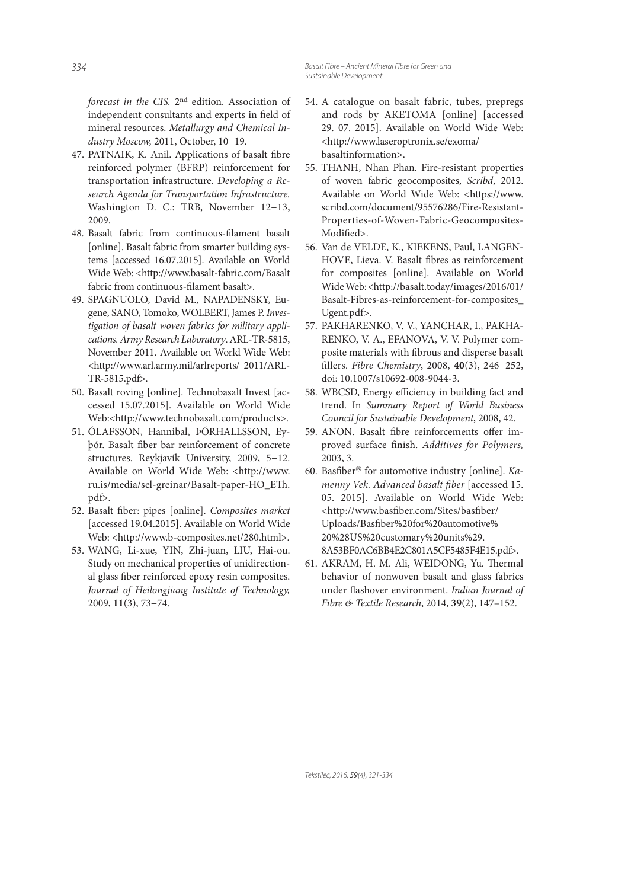*forecast in the CIS.* 2nd edition. Association of independent consultants and experts in field of mineral resources. *Metallurgy and Chemical Industry Moscow,* 2011, October, 10–19.

47. PATNAIK, K. Anil. Applications of basalt fibre reinforced polymer (BFRP) reinforcement for transportation infrastructure. *Developing a Research Agenda for Transportation Infrastructure.* Washington D. C.: TRB, November 12–13, 2009.
48. Basalt fabric from continuous-filament basalt [online]. Basalt fabric from smarter building systems [accessed 16.07.2015]. Available on World Wide Web: <http://www.basalt-fabric.com/Basalt fabric from continuous-filament basalt>.
49. SPAGNUOLO, David M., NAPADENSKY, Eugene, SANO, Tomoko, WOLBERT, James P. *Investigation of basalt woven fabrics for military applications. Army Research Laboratory*. ARL-TR-5815, November 2011. Available on World Wide Web: <http://www.arl.army.mil/arlreports/ 2011/ARL-TR-5815.pdf>.
50. Basalt roving [online]. Technobasalt Invest [accessed 15.07.2015]. Available on World Wide Web:<http://www.technobasalt.com/products>.
51. ÓLAFSSON, Hannibal, ÞÓRHALLSSON, Eyþór. Basalt fiber bar reinforcement of concrete structures. Reykjavík University, 2009, 5–12. Available on World Wide Web: <http://www.ru.is/media/sel-greinar/Basalt-paper-HO_ETh.pdf>.
52. Basalt fiber: pipes [online]. *Composites market* [accessed 19.04.2015]. Available on World Wide Web: <http://www.b-composites.net/280.html>.
53. WANG, Li-xue, YIN, Zhi-juan, LIU, Hai-ou. Study on mechanical properties of unidirectional glass fiber reinforced epoxy resin composites. *Journal of Heilongjiang Institute of Technology,* 2009, **11**(3), 73–74.
54. A catalogue on basalt fabric, tubes, prepregs and rods by AKETOMA [online] [accessed 29. 07. 2015]. Available on World Wide Web: <http://www.laseroptronix.se/exoma/basaltinformation>.
55. THANH, Nhan Phan. Fire-resistant properties of woven fabric geocomposites, *Scribd*, 2012. Available on World Wide Web: <https://www.scribd.com/document/95576286/Fire-Resistant-Properties-of-Woven-Fabric-Geocomposites-Modified>.
56. Van de VELDE, K., KIEKENS, Paul, LANGENHOVE, Lieva. V. Basalt fibres as reinforcement for composites [online]. Available on World Wide Web: <http://basalt.today/images/2016/01/Basalt-Fibres-as-reinforcement-for-composites_Ugent.pdf>.
57. PAKHARENKO, V. V., YANCHAR, I., PAKHARENKO, V. A., EFANOVA, V. V. Polymer composite materials with fibrous and disperse basalt fillers. *Fibre Chemistry*, 2008, **40**(3), 246–252, doi: 10.1007/s10692-008-9044-3.
58. WBCSD, Energy efficiency in building fact and trend. In *Summary Report of World Business Council for Sustainable Development*, 2008, 42.
59. ANON. Basalt fibre reinforcements offer improved surface finish. *Additives for Polymers,* 2003, 3.
60. Basfiber® for automotive industry [online]. *Kamenny Vek. Advanced basalt fiber* [accessed 15. 05. 2015]. Available on World Wide Web: <http://www.basfiber.com/Sites/basfiber/Uploads/Basfiber%20for%20automotive%20%28US%20customary%20units%29.8A53BF0AC6BB4E2C801A5CF5485F4E15.pdf>.
61. AKRAM, H. M. Ali, WEIDONG, Yu. Thermal behavior of nonwoven basalt and glass fabrics under flashover environment. *Indian Journal of Fibre & Textile Research*, 2014, **39**(2), 147–152.